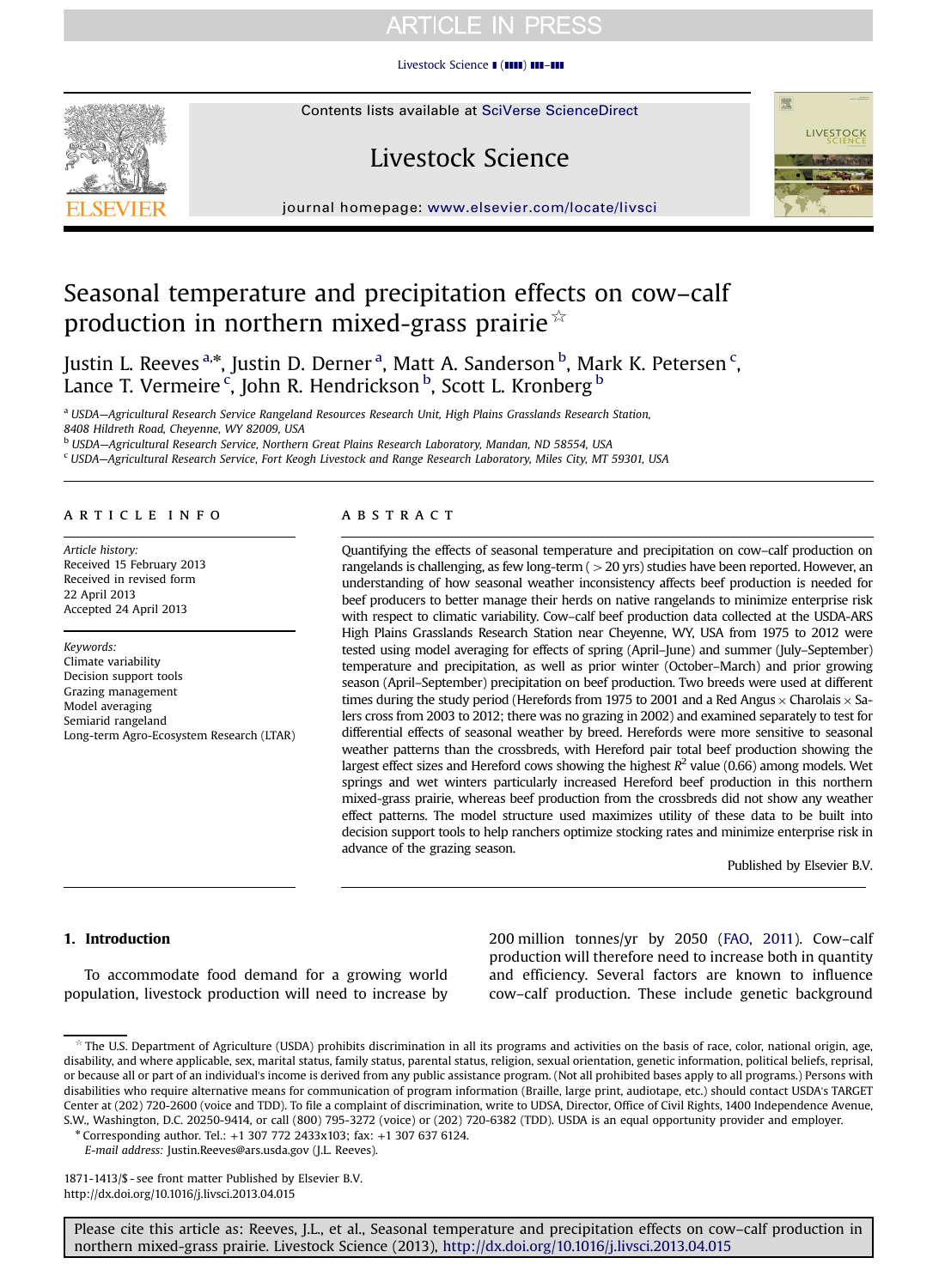# Seasonal temperature and precipitation effects on cow–calf production in northern mixed-grass prairie ☆

Justin L. Reeves [a,*], Justin D. Derner [a], Matt A. Sanderson [b], Mark K. Petersen [c], Lance T. Vermeire [c], John R. Hendrickson [b], Scott L. Kronberg [b]

[a] USDA—Agricultural Research Service Rangeland Resources Research Unit, High Plains Grasslands Research Station, 8408 Hildreth Road, Cheyenne, WY 82009, USA

[b] USDA—Agricultural Research Service, Northern Great Plains Research Laboratory, Mandan, ND 58554, USA

[c] USDA—Agricultural Research Service, Fort Keogh Livestock and Range Research Laboratory, Miles City, MT 59301, USA

## ARTICLE INFO

*Article history:*
Received 15 February 2013
Received in revised form 22 April 2013
Accepted 24 April 2013

*Keywords:*
Climate variability
Decision support tools
Grazing management
Model averaging
Semiarid rangeland
Long-term Agro-Ecosystem Research (LTAR)

## ABSTRACT

Quantifying the effects of seasonal temperature and precipitation on cow–calf production on rangelands is challenging, as few long-term (>20 yrs) studies have been reported. However, an understanding of how seasonal weather inconsistency affects beef production is needed for beef producers to better manage their herds on native rangelands to minimize enterprise risk with respect to climatic variability. Cow–calf beef production data collected at the USDA-ARS High Plains Grasslands Research Station near Cheyenne, WY, USA from 1975 to 2012 were tested using model averaging for effects of spring (April–June) and summer (July–September) temperature and precipitation, as well as prior winter (October–March) and prior growing season (April–September) precipitation on beef production. Two breeds were used at different times during the study period (Herefords from 1975 to 2001 and a Red Angus × Charolais × Salers cross from 2003 to 2012; there was no grazing in 2002) and examined separately to test for differential effects of seasonal weather by breed. Herefords were more sensitive to seasonal weather patterns than the crossbreds, with Hereford pair total beef production showing the largest effect sizes and Hereford cows showing the highest $R^2$ value (0.66) among models. Wet springs and wet winters particularly increased Hereford beef production in this northern mixed-grass prairie, whereas beef production from the crossbreds did not show any weather effect patterns. The model structure used maximizes utility of these data to be built into decision support tools to help ranchers optimize stocking rates and minimize enterprise risk in advance of the grazing season.

Published by Elsevier B.V.

## 1. Introduction

To accommodate food demand for a growing world population, livestock production will need to increase by 200 million tonnes/yr by 2050 (FAO, 2011). Cow–calf production will therefore need to increase both in quantity and efficiency. Several factors are known to influence cow–calf production. These include genetic background

---

☆ The U.S. Department of Agriculture (USDA) prohibits discrimination in all its programs and activities on the basis of race, color, national origin, age, disability, and where applicable, sex, marital status, familiy status, parental status, religion, sexual orientation, genetic information, political beliefs, reprisal, or because all or part of an individual's income is derived from any public assistance program. (Not all prohibited bases apply to all programs.) Persons with disabilities who require alternative means for communication of program information (Braille, large print, audiotape, etc.) should contact USDA's TARGET Center at (202) 720-2600 (voice and TDD). To file a complaint of discrimination, write to UDSA, Director, Office of Civil Rights, 1400 Independence Avenue, S.W., Washington, D.C. 20250-9414, or call (800) 795-3272 (voice) or (202) 720-6382 (TDD). USDA is an equal opportunity provider and employer.

\* Corresponding author. Tel.: +1 307 772 2433x103; fax: +1 307 637 6124.
*E-mail address:* Justin.Reeves@ars.usda.gov (J.L. Reeves).

1871-1413/$ - see front matter Published by Elsevier B.V.
http://dx.doi.org/10.1016/j.livsci.2013.04.015

Please cite this article as: Reeves, J.L., et al., Seasonal temperature and precipitation effects on cow–calf production in northern mixed-grass prairie. Livestock Science (2013), http://dx.doi.org/10.1016/j.livsci.2013.04.015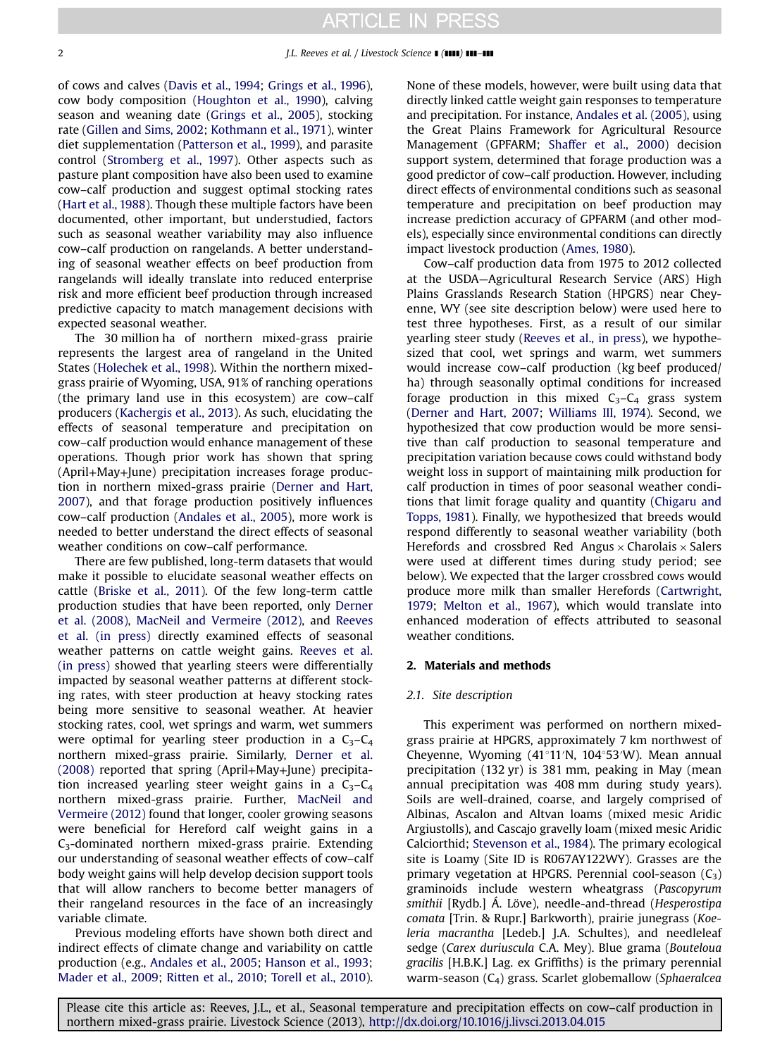of cows and calves (Davis et al., 1994; Grings et al., 1996), cow body composition (Houghton et al., 1990), calving season and weaning date (Grings et al., 2005), stocking rate (Gillen and Sims, 2002; Kothmann et al., 1971), winter diet supplementation (Patterson et al., 1999), and parasite control (Stromberg et al., 1997). Other aspects such as pasture plant composition have also been used to examine cow–calf production and suggest optimal stocking rates (Hart et al., 1988). Though these multiple factors have been documented, other important, but understudied, factors such as seasonal weather variability may also influence cow–calf production on rangelands. A better understanding of seasonal weather effects on beef production from rangelands will ideally translate into reduced enterprise risk and more efficient beef production through increased predictive capacity to match management decisions with expected seasonal weather.

The 30 million ha of northern mixed-grass prairie represents the largest area of rangeland in the United States (Holechek et al., 1998). Within the northern mixed-grass prairie of Wyoming, USA, 91% of ranching operations (the primary land use in this ecosystem) are cow–calf producers (Kachergis et al., 2013). As such, elucidating the effects of seasonal temperature and precipitation on cow–calf production would enhance management of these operations. Though prior work has shown that spring (April+May+June) precipitation increases forage production in northern mixed-grass prairie (Derner and Hart, 2007), and that forage production positively influences cow–calf production (Andales et al., 2005), more work is needed to better understand the direct effects of seasonal weather conditions on cow–calf performance.

There are few published, long-term datasets that would make it possible to elucidate seasonal weather effects on cattle (Briske et al., 2011). Of the few long-term cattle production studies that have been reported, only Derner et al. (2008), MacNeil and Vermeire (2012), and Reeves et al. (in press) directly examined effects of seasonal weather patterns on cattle weight gains. Reeves et al. (in press) showed that yearling steers were differentially impacted by seasonal weather patterns at different stocking rates, with steer production at heavy stocking rates being more sensitive to seasonal weather. At heavier stocking rates, cool, wet springs and warm, wet summers were optimal for yearling steer production in a $C_3$–$C_4$ northern mixed-grass prairie. Similarly, Derner et al. (2008) reported that spring (April+May+June) precipitation increased yearling steer weight gains in a $C_3$–$C_4$ northern mixed-grass prairie. Further, MacNeil and Vermeire (2012) found that longer, cooler growing seasons were beneficial for Hereford calf weight gains in a $C_3$-dominated northern mixed-grass prairie. Extending our understanding of seasonal weather effects of cow–calf body weight gains will help develop decision support tools that will allow ranchers to become better managers of their rangeland resources in the face of an increasingly variable climate.

Previous modeling efforts have shown both direct and indirect effects of climate change and variability on cattle production (e.g., Andales et al., 2005; Hanson et al., 1993; Mader et al., 2009; Ritten et al., 2010; Torell et al., 2010). None of these models, however, were built using data that directly linked cattle weight gain responses to temperature and precipitation. For instance, Andales et al. (2005), using the Great Plains Framework for Agricultural Resource Management (GPFARM; Shaffer et al., 2000) decision support system, determined that forage production was a good predictor of cow–calf production. However, including direct effects of environmental conditions such as seasonal temperature and precipitation on beef production may increase prediction accuracy of GPFARM (and other models), especially since environmental conditions can directly impact livestock production (Ames, 1980).

Cow–calf production data from 1975 to 2012 collected at the USDA—Agricultural Research Service (ARS) High Plains Grasslands Research Station (HPGRS) near Cheyenne, WY (see site description below) were used here to test three hypotheses. First, as a result of our similar yearling steer study (Reeves et al., in press), we hypothesized that cool, wet springs and warm, wet summers would increase cow–calf production (kg beef produced/ha) through seasonally optimal conditions for increased forage production in this mixed $C_3$–$C_4$ grass system (Derner and Hart, 2007; Williams III, 1974). Second, we hypothesized that cow production would be more sensitive than calf production to seasonal temperature and precipitation variation because cows could withstand body weight loss in support of maintaining milk production for calf production in times of poor seasonal weather conditions that limit forage quality and quantity (Chigaru and Topps, 1981). Finally, we hypothesized that breeds would respond differently to seasonal weather variability (both Herefords and crossbred Red Angus × Charolais × Salers were used at different times during study period; see below). We expected that the larger crossbred cows would produce more milk than smaller Herefords (Cartwright, 1979; Melton et al., 1967), which would translate into enhanced moderation of effects attributed to seasonal weather conditions.

## 2. Materials and methods

### 2.1. Site description

This experiment was performed on northern mixed-grass prairie at HPGRS, approximately 7 km northwest of Cheyenne, Wyoming (41°11′N, 104°53′W). Mean annual precipitation (132 yr) is 381 mm, peaking in May (mean annual precipitation was 408 mm during study years). Soils are well-drained, coarse, and largely comprised of Albinas, Ascalon and Altvan loams (mixed mesic Aridic Argiustolls), and Cascajo gravelly loam (mixed mesic Aridic Calciorthid; Stevenson et al., 1984). The primary ecological site is Loamy (Site ID is R067AY122WY). Grasses are the primary vegetation at HPGRS. Perennial cool-season ($C_3$) graminoids include western wheatgrass (*Pascopyrum smithii* [Rydb.] Á. Löve), needle-and-thread (*Hesperostipa comata* [Trin. & Rupr.] Barkworth), prairie junegrass (*Koeleria macrantha* [Ledeb.] J.A. Schultes), and needleleaf sedge (*Carex duriuscula* C.A. Mey). Blue grama (*Bouteloua gracilis* [H.B.K.] Lag. ex Griffiths) is the primary perennial warm-season ($C_4$) grass. Scarlet globemallow (*Sphaeralcea*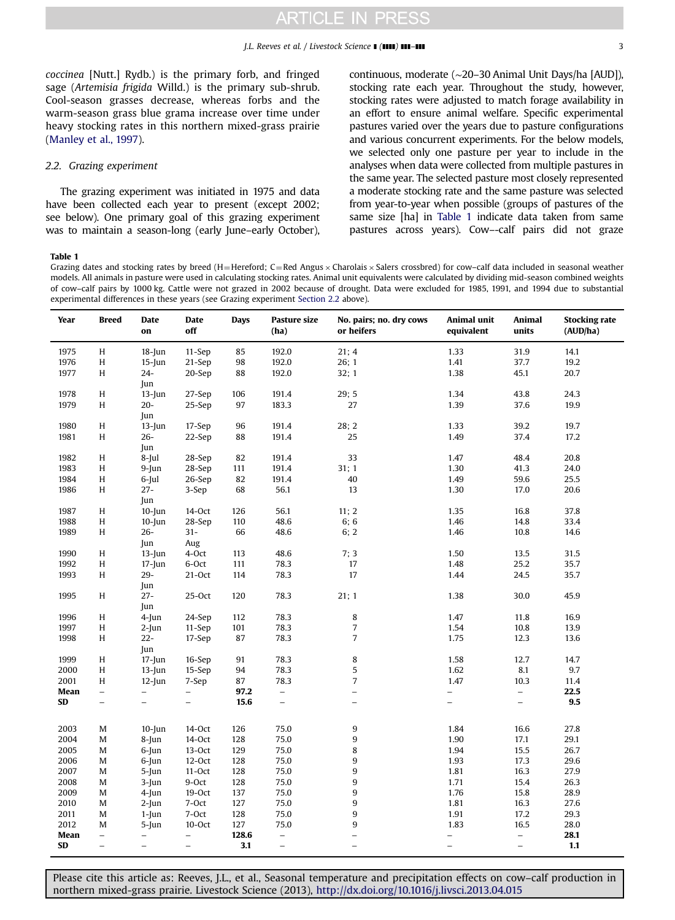*coccinea* [Nutt.] Rydb.) is the primary forb, and fringed sage (*Artemisia frigida* Willd.) is the primary sub-shrub. Cool-season grasses decrease, whereas forbs and the warm-season grass blue grama increase over time under heavy stocking rates in this northern mixed-grass prairie (Manley et al., 1997).

### 2.2. Grazing experiment

The grazing experiment was initiated in 1975 and data have been collected each year to present (except 2002; see below). One primary goal of this grazing experiment was to maintain a season-long (early June–early October), continuous, moderate (~20–30 Animal Unit Days/ha [AUD]), stocking rate each year. Throughout the study, however, stocking rates were adjusted to match forage availability in an effort to ensure animal welfare. Specific experimental pastures varied over the years due to pasture configurations and various concurrent experiments. For the below models, we selected only one pasture per year to include in the analyses when data were collected from multiple pastures in the same year. The selected pasture most closely represented a moderate stocking rate and the same pasture was selected from year-to-year when possible (groups of pastures of the same size [ha] in Table 1 indicate data taken from same pastures across years). Cow–calf pairs did not graze

**Table 1**
Grazing dates and stocking rates by breed (H=Hereford; C=Red Angus × Charolais × Salers crossbred) for cow–calf data included in seasonal weather models. All animals in pasture were used in calculating stocking rates. Animal unit equivalents were calculated by dividing mid-season combined weights of cow–calf pairs by 1000 kg. Cattle were not grazed in 2002 because of drought. Data were excluded for 1985, 1991, and 1994 due to substantial experimental differences in these years (see Grazing experiment Section 2.2 above).

| Year | Breed | Date on | Date off | Days | Pasture size (ha) | No. pairs; no. dry cows or heifers | Animal unit equivalent | Animal units | Stocking rate (AUD/ha) |
|---|---|---|---|---|---|---|---|---|---|
| 1975 | H | 18-Jun | 11-Sep | 85 | 192.0 | 21; 4 | 1.33 | 31.9 | 14.1 |
| 1976 | H | 15-Jun | 21-Sep | 98 | 192.0 | 26; 1 | 1.41 | 37.7 | 19.2 |
| 1977 | H | 24-Jun | 20-Sep | 88 | 192.0 | 32; 1 | 1.38 | 45.1 | 20.7 |
| 1978 | H | 13-Jun | 27-Sep | 106 | 191.4 | 29; 5 | 1.34 | 43.8 | 24.3 |
| 1979 | H | 20-Jun | 25-Sep | 97 | 183.3 | 27 | 1.39 | 37.6 | 19.9 |
| 1980 | H | 13-Jun | 17-Sep | 96 | 191.4 | 28; 2 | 1.33 | 39.2 | 19.7 |
| 1981 | H | 26-Jun | 22-Sep | 88 | 191.4 | 25 | 1.49 | 37.4 | 17.2 |
| 1982 | H | 8-Jul | 28-Sep | 82 | 191.4 | 33 | 1.47 | 48.4 | 20.8 |
| 1983 | H | 9-Jun | 28-Sep | 111 | 191.4 | 31; 1 | 1.30 | 41.3 | 24.0 |
| 1984 | H | 6-Jul | 26-Sep | 82 | 191.4 | 40 | 1.49 | 59.6 | 25.5 |
| 1986 | H | 27-Jun | 3-Sep | 68 | 56.1 | 13 | 1.30 | 17.0 | 20.6 |
| 1987 | H | 10-Jun | 14-Oct | 126 | 56.1 | 11; 2 | 1.35 | 16.8 | 37.8 |
| 1988 | H | 10-Jun | 28-Sep | 110 | 48.6 | 6; 6 | 1.46 | 14.8 | 33.4 |
| 1989 | H | 26-Jun | 31-Aug | 66 | 48.6 | 6; 2 | 1.46 | 10.8 | 14.6 |
| 1990 | H | 13-Jun | 4-Oct | 113 | 48.6 | 7; 3 | 1.50 | 13.5 | 31.5 |
| 1992 | H | 17-Jun | 6-Oct | 111 | 78.3 | 17 | 1.48 | 25.2 | 35.7 |
| 1993 | H | 29-Jun | 21-Oct | 114 | 78.3 | 17 | 1.44 | 24.5 | 35.7 |
| 1995 | H | 27-Jun | 25-Oct | 120 | 78.3 | 21; 1 | 1.38 | 30.0 | 45.9 |
| 1996 | H | 4-Jun | 24-Sep | 112 | 78.3 | 8 | 1.47 | 11.8 | 16.9 |
| 1997 | H | 2-Jun | 11-Sep | 101 | 78.3 | 7 | 1.54 | 10.8 | 13.9 |
| 1998 | H | 22-Jun | 17-Sep | 87 | 78.3 | 7 | 1.75 | 12.3 | 13.6 |
| 1999 | H | 17-Jun | 16-Sep | 91 | 78.3 | 8 | 1.58 | 12.7 | 14.7 |
| 2000 | H | 13-Jun | 15-Sep | 94 | 78.3 | 5 | 1.62 | 8.1 | 9.7 |
| 2001 | H | 12-Jun | 7-Sep | 87 | 78.3 | 7 | 1.47 | 10.3 | 11.4 |
| **Mean** | – | – | – | **97.2** | – | – | – | – | **22.5** |
| **SD** | – | – | – | **15.6** | – | – | – | – | **9.5** |
| | | | | | | | | | |
| 2003 | M | 10-Jun | 14-Oct | 126 | 75.0 | 9 | 1.84 | 16.6 | 27.8 |
| 2004 | M | 8-Jun | 14-Oct | 128 | 75.0 | 9 | 1.90 | 17.1 | 29.1 |
| 2005 | M | 6-Jun | 13-Oct | 129 | 75.0 | 8 | 1.94 | 15.5 | 26.7 |
| 2006 | M | 6-Jun | 12-Oct | 128 | 75.0 | 9 | 1.93 | 17.3 | 29.6 |
| 2007 | M | 5-Jun | 11-Oct | 128 | 75.0 | 9 | 1.81 | 16.3 | 27.9 |
| 2008 | M | 3-Jun | 9-Oct | 128 | 75.0 | 9 | 1.71 | 15.4 | 26.3 |
| 2009 | M | 4-Jun | 19-Oct | 137 | 75.0 | 9 | 1.76 | 15.8 | 28.9 |
| 2010 | M | 2-Jun | 7-Oct | 127 | 75.0 | 9 | 1.81 | 16.3 | 27.6 |
| 2011 | M | 1-Jun | 7-Oct | 128 | 75.0 | 9 | 1.91 | 17.2 | 29.3 |
| 2012 | M | 5-Jun | 10-Oct | 127 | 75.0 | 9 | 1.83 | 16.5 | 28.0 |
| **Mean** | – | – | – | **128.6** | – | – | – | – | **28.1** |
| **SD** | – | – | – | **3.1** | – | – | – | – | **1.1** |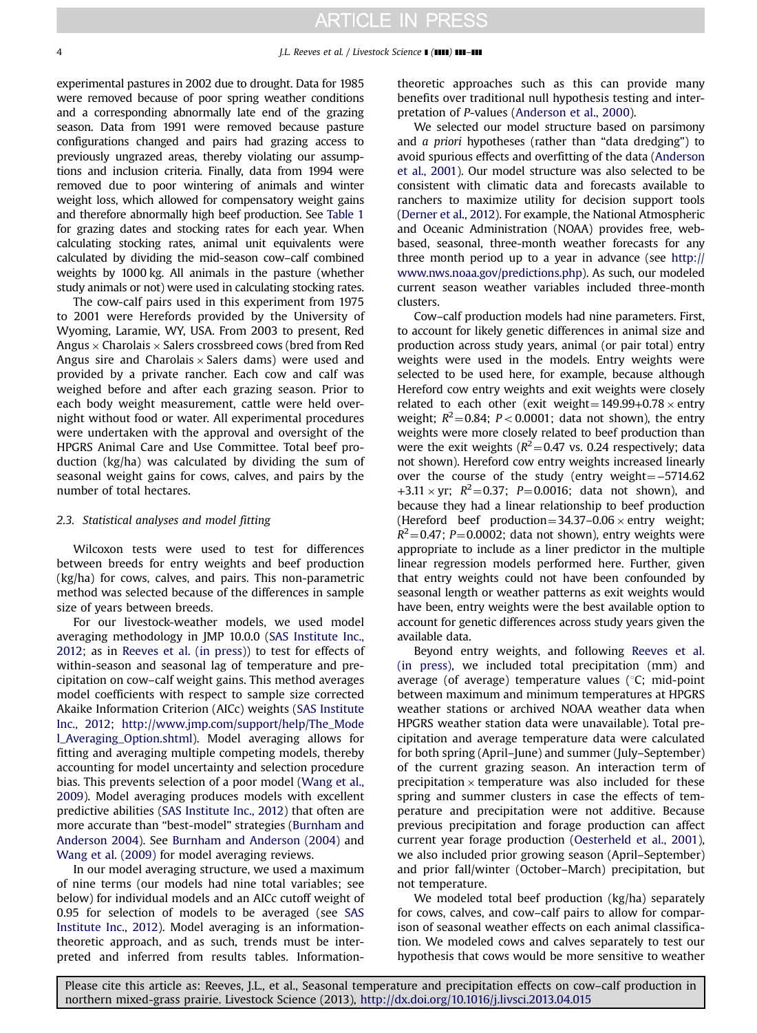experimental pastures in 2002 due to drought. Data for 1985 were removed because of poor spring weather conditions and a corresponding abnormally late end of the grazing season. Data from 1991 were removed because pasture configurations changed and pairs had grazing access to previously ungrazed areas, thereby violating our assumptions and inclusion criteria. Finally, data from 1994 were removed due to poor wintering of animals and winter weight loss, which allowed for compensatory weight gains and therefore abnormally high beef production. See Table 1 for grazing dates and stocking rates for each year. When calculating stocking rates, animal unit equivalents were calculated by dividing the mid-season cow–calf combined weights by 1000 kg. All animals in the pasture (whether study animals or not) were used in calculating stocking rates.

The cow-calf pairs used in this experiment from 1975 to 2001 were Herefords provided by the University of Wyoming, Laramie, WY, USA. From 2003 to present, Red Angus × Charolais × Salers crossbreed cows (bred from Red Angus sire and Charolais × Salers dams) were used and provided by a private rancher. Each cow and calf was weighed before and after each grazing season. Prior to each body weight measurement, cattle were held overnight without food or water. All experimental procedures were undertaken with the approval and oversight of the HPGRS Animal Care and Use Committee. Total beef production (kg/ha) was calculated by dividing the sum of seasonal weight gains for cows, calves, and pairs by the number of total hectares.

### 2.3. Statistical analyses and model fitting

Wilcoxon tests were used to test for differences between breeds for entry weights and beef production (kg/ha) for cows, calves, and pairs. This non-parametric method was selected because of the differences in sample size of years between breeds.

For our livestock-weather models, we used model averaging methodology in JMP 10.0.0 (SAS Institute Inc., 2012; as in Reeves et al. (in press)) to test for effects of within-season and seasonal lag of temperature and precipitation on cow–calf weight gains. This method averages model coefficients with respect to sample size corrected Akaike Information Criterion (AICc) weights (SAS Institute Inc., 2012; http://www.jmp.com/support/help/The_Model_Averaging_Option.shtml). Model averaging allows for fitting and averaging multiple competing models, thereby accounting for model uncertainty and selection procedure bias. This prevents selection of a poor model (Wang et al., 2009). Model averaging produces models with excellent predictive abilities (SAS Institute Inc., 2012) that often are more accurate than "best-model" strategies (Burnham and Anderson 2004). See Burnham and Anderson (2004) and Wang et al. (2009) for model averaging reviews.

In our model averaging structure, we used a maximum of nine terms (our models had nine total variables; see below) for individual models and an AICc cutoff weight of 0.95 for selection of models to be averaged (see SAS Institute Inc., 2012). Model averaging is an information-theoretic approach, and as such, trends must be interpreted and inferred from results tables. Information-theoretic approaches such as this can provide many benefits over traditional null hypothesis testing and interpretation of *P*-values (Anderson et al., 2000).

We selected our model structure based on parsimony and *a priori* hypotheses (rather than "data dredging") to avoid spurious effects and overfitting of the data (Anderson et al., 2001). Our model structure was also selected to be consistent with climatic data and forecasts available to ranchers to maximize utility for decision support tools (Derner et al., 2012). For example, the National Atmospheric and Oceanic Administration (NOAA) provides free, web-based, seasonal, three-month weather forecasts for any three month period up to a year in advance (see http://www.nws.noaa.gov/predictions.php). As such, our modeled current season weather variables included three-month clusters.

Cow–calf production models had nine parameters. First, to account for likely genetic differences in animal size and production across study years, animal (or pair total) entry weights were used in the models. Entry weights were selected to be used here, for example, because although Hereford cow entry weights and exit weights were closely related to each other (exit weight $=149.99+0.78\times$ entry weight; $R^2=0.84$; $P<0.0001$; data not shown), the entry weights were more closely related to beef production than were the exit weights ($R^2=0.47$ vs. 0.24 respectively; data not shown). Hereford cow entry weights increased linearly over the course of the study (entry weight $=-5714.62+3.11\times$ yr; $R^2=0.37$; $P=0.0016$; data not shown), and because they had a linear relationship to beef production (Hereford beef production $=34.37-0.06\times$ entry weight; $R^2=0.47$; $P=0.0002$; data not shown), entry weights were appropriate to include as a liner predictor in the multiple linear regression models performed here. Further, given that entry weights could not have been confounded by seasonal length or weather patterns as exit weights would have been, entry weights were the best available option to account for genetic differences across study years given the available data.

Beyond entry weights, and following Reeves et al. (in press), we included total precipitation (mm) and average (of average) temperature values (°C; mid-point between maximum and minimum temperatures at HPGRS weather stations or archived NOAA weather data when HPGRS weather station data were unavailable). Total precipitation and average temperature data were calculated for both spring (April–June) and summer (July–September) of the current grazing season. An interaction term of precipitation × temperature was also included for these spring and summer clusters in case the effects of temperature and precipitation were not additive. Because previous precipitation and forage production can affect current year forage production (Oesterheld et al., 2001), we also included prior growing season (April–September) and prior fall/winter (October–March) precipitation, but not temperature.

We modeled total beef production (kg/ha) separately for cows, calves, and cow–calf pairs to allow for comparison of seasonal weather effects on each animal classification. We modeled cows and calves separately to test our hypothesis that cows would be more sensitive to weather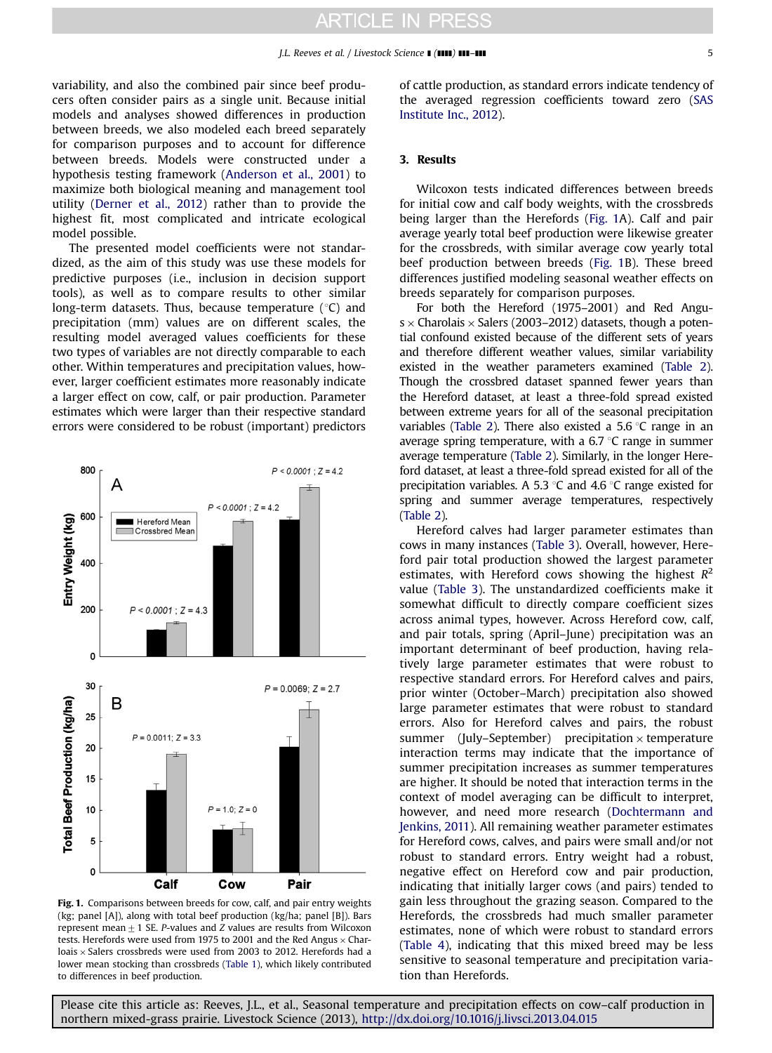variability, and also the combined pair since beef producers often consider pairs as a single unit. Because initial models and analyses showed differences in production between breeds, we also modeled each breed separately for comparison purposes and to account for difference between breeds. Models were constructed under a hypothesis testing framework (Anderson et al., 2001) to maximize both biological meaning and management tool utility (Derner et al., 2012) rather than to provide the highest fit, most complicated and intricate ecological model possible.

The presented model coefficients were not standardized, as the aim of this study was use these models for predictive purposes (i.e., inclusion in decision support tools), as well as to compare results to other similar long-term datasets. Thus, because temperature (°C) and precipitation (mm) values are on different scales, the resulting model averaged values coefficients for these two types of variables are not directly comparable to each other. Within temperatures and precipitation values, however, larger coefficient estimates more reasonably indicate a larger effect on cow, calf, or pair production. Parameter estimates which were larger than their respective standard errors were considered to be robust (important) predictors of cattle production, as standard errors indicate tendency of the averaged regression coefficients toward zero (SAS Institute Inc., 2012).

**Fig. 1.** Comparisons between breeds for cow, calf, and pair entry weights (kg; panel [A]), along with total beef production (kg/ha; panel [B]). Bars represent mean ± 1 SE. *P*-values and *Z* values are results from Wilcoxon tests. Herefords were used from 1975 to 2001 and the Red Angus × Charloais × Salers crossbreds were used from 2003 to 2012. Herefords had a lower mean stocking than crossbreds (Table 1), which likely contributed to differences in beef production.

## 3. Results

Wilcoxon tests indicated differences between breeds for initial cow and calf body weights, with the crossbreds being larger than the Herefords (Fig. 1A). Calf and pair average yearly total beef production were likewise greater for the crossbreds, with similar average cow yearly total beef production between breeds (Fig. 1B). These breed differences justified modeling seasonal weather effects on breeds separately for comparison purposes.

For both the Hereford (1975–2001) and Red Angus × Charolais × Salers (2003–2012) datasets, though a potential confound existed because of the different sets of years and therefore different weather values, similar variability existed in the weather parameters examined (Table 2). Though the crossbred dataset spanned fewer years than the Hereford dataset, at least a three-fold spread existed between extreme years for all of the seasonal precipitation variables (Table 2). There also existed a 5.6 °C range in an average spring temperature, with a 6.7 °C range in summer average temperature (Table 2). Similarly, in the longer Hereford dataset, at least a three-fold spread existed for all of the precipitation variables. A 5.3 °C and 4.6 °C range existed for spring and summer average temperatures, respectively (Table 2).

Hereford calves had larger parameter estimates than cows in many instances (Table 3). Overall, however, Hereford pair total production showed the largest parameter estimates, with Hereford cows showing the highest $R^2$ value (Table 3). The unstandardized coefficients make it somewhat difficult to directly compare coefficient sizes across animal types, however. Across Hereford cow, calf, and pair totals, spring (April–June) precipitation was an important determinant of beef production, having relatively large parameter estimates that were robust to respective standard errors. For Hereford calves and pairs, prior winter (October–March) precipitation also showed large parameter estimates that were robust to standard errors. Also for Hereford calves and pairs, the robust summer (July–September) precipitation × temperature interaction terms may indicate that the importance of summer precipitation increases as summer temperatures are higher. It should be noted that interaction terms in the context of model averaging can be difficult to interpret, however, and need more research (Dochtermann and Jenkins, 2011). All remaining weather parameter estimates for Hereford cows, calves, and pairs were small and/or not robust to standard errors. Entry weight had a robust, negative effect on Hereford cow and pair production, indicating that initially larger cows (and pairs) tended to gain less throughout the grazing season. Compared to the Herefords, the crossbreds had much smaller parameter estimates, none of which were robust to standard errors (Table 4), indicating that this mixed breed may be less sensitive to seasonal temperature and precipitation variation than Herefords.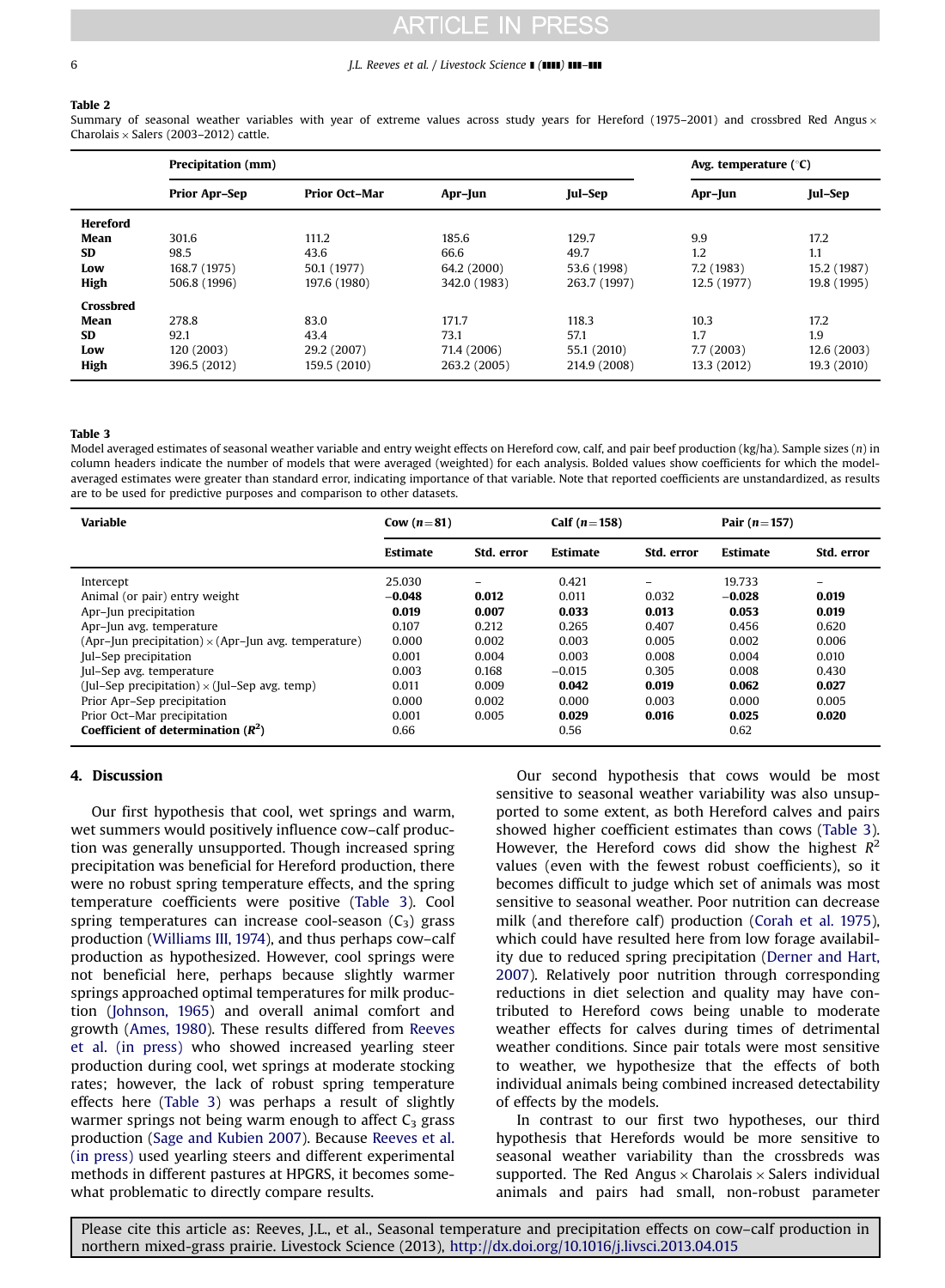**Table 2**
Summary of seasonal weather variables with year of extreme values across study years for Hereford (1975–2001) and crossbred Red Angus × Charolais × Salers (2003–2012) cattle.

| | Precipitation (mm) | | | | Avg. temperature (°C) | |
|---|---|---|---|---|---|---|
| | Prior Apr–Sep | Prior Oct–Mar | Apr–Jun | Jul–Sep | Apr–Jun | Jul–Sep |
| **Hereford** | | | | | | |
| **Mean** | 301.6 | 111.2 | 185.6 | 129.7 | 9.9 | 17.2 |
| **SD** | 98.5 | 43.6 | 66.6 | 49.7 | 1.2 | 1.1 |
| **Low** | 168.7 (1975) | 50.1 (1977) | 64.2 (2000) | 53.6 (1998) | 7.2 (1983) | 15.2 (1987) |
| **High** | 506.8 (1996) | 197.6 (1980) | 342.0 (1983) | 263.7 (1997) | 12.5 (1977) | 19.8 (1995) |
| **Crossbred** | | | | | | |
| **Mean** | 278.8 | 83.0 | 171.7 | 118.3 | 10.3 | 17.2 |
| **SD** | 92.1 | 43.4 | 73.1 | 57.1 | 1.7 | 1.9 |
| **Low** | 120 (2003) | 29.2 (2007) | 71.4 (2006) | 55.1 (2010) | 7.7 (2003) | 12.6 (2003) |
| **High** | 396.5 (2012) | 159.5 (2010) | 263.2 (2005) | 214.9 (2008) | 13.3 (2012) | 19.3 (2010) |

**Table 3**
Model averaged estimates of seasonal weather variable and entry weight effects on Hereford cow, calf, and pair beef production (kg/ha). Sample sizes ($n$) in column headers indicate the number of models that were averaged (weighted) for each analysis. Bolded values show coefficients for which the model-averaged estimates were greater than standard error, indicating importance of that variable. Note that reported coefficients are unstandardized, as results are to be used for predictive purposes and comparison to other datasets.

| Variable | Cow ($n$=81) | | Calf ($n$=158) | | Pair ($n$=157) | |
|---|---|---|---|---|---|---|
| | Estimate | Std. error | Estimate | Std. error | Estimate | Std. error |
| Intercept | 25.030 | – | 0.421 | – | 19.733 | – |
| Animal (or pair) entry weight | **−0.048** | **0.012** | 0.011 | 0.032 | **−0.028** | **0.019** |
| Apr–Jun precipitation | **0.019** | **0.007** | **0.033** | **0.013** | **0.053** | **0.019** |
| Apr–Jun avg. temperature | 0.107 | 0.212 | 0.265 | 0.407 | 0.456 | 0.620 |
| (Apr–Jun precipitation) × (Apr–Jun avg. temperature) | 0.000 | 0.002 | 0.003 | 0.005 | 0.002 | 0.006 |
| Jul–Sep precipitation | 0.001 | 0.004 | 0.003 | 0.008 | 0.004 | 0.010 |
| Jul–Sep avg. temperature | 0.003 | 0.168 | −0.015 | 0.305 | 0.008 | 0.430 |
| (Jul–Sep precipitation) × (Jul–Sep avg. temp) | 0.011 | 0.009 | **0.042** | **0.019** | **0.062** | **0.027** |
| Prior Apr–Sep precipitation | 0.000 | 0.002 | 0.000 | 0.003 | 0.000 | 0.005 |
| Prior Oct–Mar precipitation | 0.001 | 0.005 | **0.029** | **0.016** | **0.025** | **0.020** |
| **Coefficient of determination ($R^2$)** | 0.66 | | 0.56 | | 0.62 | |

## 4. Discussion

Our first hypothesis that cool, wet springs and warm, wet summers would positively influence cow–calf production was generally unsupported. Though increased spring precipitation was beneficial for Hereford production, there were no robust spring temperature effects, and the spring temperature coefficients were positive (Table 3). Cool spring temperatures can increase cool-season ($C_3$) grass production (Williams III, 1974), and thus perhaps cow–calf production as hypothesized. However, cool springs were not beneficial here, perhaps because slightly warmer springs approached optimal temperatures for milk production (Johnson, 1965) and overall animal comfort and growth (Ames, 1980). These results differed from Reeves et al. (in press) who showed increased yearling steer production during cool, wet springs at moderate stocking rates; however, the lack of robust spring temperature effects here (Table 3) was perhaps a result of slightly warmer springs not being warm enough to affect $C_3$ grass production (Sage and Kubien 2007). Because Reeves et al. (in press) used yearling steers and different experimental methods in different pastures at HPGRS, it becomes somewhat problematic to directly compare results.

Our second hypothesis that cows would be most sensitive to seasonal weather variability was also unsupported to some extent, as both Hereford calves and pairs showed higher coefficient estimates than cows (Table 3). However, the Hereford cows did show the highest $R^2$ values (even with the fewest robust coefficients), so it becomes difficult to judge which set of animals was most sensitive to seasonal weather. Poor nutrition can decrease milk (and therefore calf) production (Corah et al. 1975), which could have resulted here from low forage availability due to reduced spring precipitation (Derner and Hart, 2007). Relatively poor nutrition through corresponding reductions in diet selection and quality may have contributed to Hereford cows being unable to moderate weather effects for calves during times of detrimental weather conditions. Since pair totals were most sensitive to weather, we hypothesize that the effects of both individual animals being combined increased detectability of effects by the models.

In contrast to our first two hypotheses, our third hypothesis that Herefords would be more sensitive to seasonal weather variability than the crossbreds was supported. The Red Angus × Charolais × Salers individual animals and pairs had small, non-robust parameter

Please cite this article as: Reeves, J.L., et al., Seasonal temperature and precipitation effects on cow–calf production in northern mixed-grass prairie. Livestock Science (2013), http://dx.doi.org/10.1016/j.livsci.2013.04.015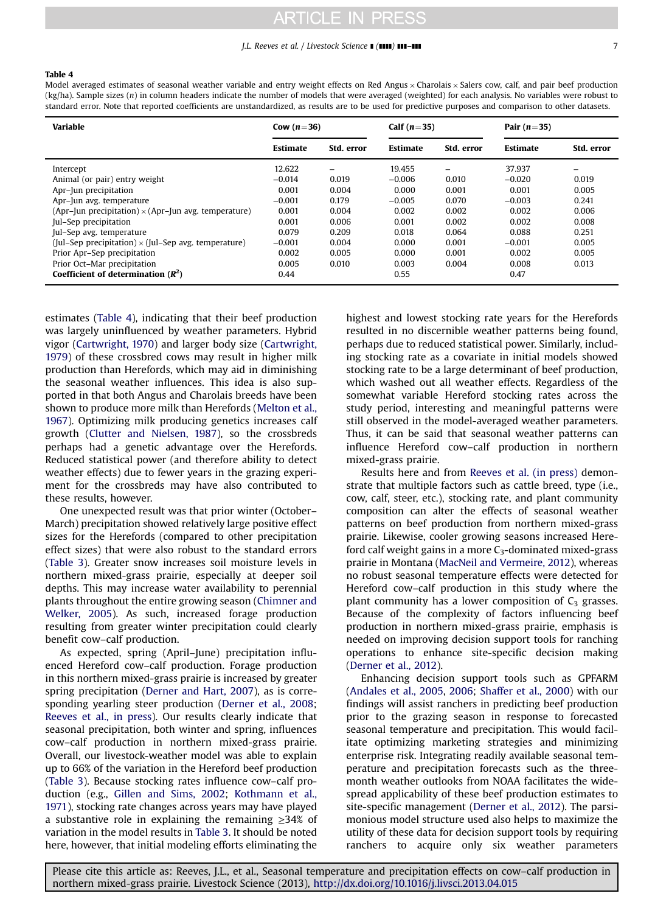**Table 4**
Model averaged estimates of seasonal weather variable and entry weight effects on Red Angus × Charolais × Salers cow, calf, and pair beef production (kg/ha). Sample sizes (*n*) in column headers indicate the number of models that were averaged (weighted) for each analysis. No variables were robust to standard error. Note that reported coefficients are unstandardized, as results are to be used for predictive purposes and comparison to other datasets.

| Variable | Cow ($n$=36) | | Calf ($n$=35) | | Pair ($n$=35) | |
|---|---|---|---|---|---|---|
| | Estimate | Std. error | Estimate | Std. error | Estimate | Std. error |
| Intercept | 12.622 | – | 19.455 | – | 37.937 | – |
| Animal (or pair) entry weight | −0.014 | 0.019 | −0.006 | 0.010 | −0.020 | 0.019 |
| Apr–Jun precipitation | 0.001 | 0.004 | 0.000 | 0.001 | 0.001 | 0.005 |
| Apr–Jun avg. temperature | −0.001 | 0.179 | −0.005 | 0.070 | −0.003 | 0.241 |
| (Apr–Jun precipitation) × (Apr–Jun avg. temperature) | 0.001 | 0.004 | 0.002 | 0.002 | 0.002 | 0.006 |
| Jul–Sep precipitation | 0.001 | 0.006 | 0.001 | 0.002 | 0.002 | 0.008 |
| Jul–Sep avg. temperature | 0.079 | 0.209 | 0.018 | 0.064 | 0.088 | 0.251 |
| (Jul–Sep precipitation) × (Jul–Sep avg. temperature) | −0.001 | 0.004 | 0.000 | 0.001 | −0.001 | 0.005 |
| Prior Apr–Sep precipitation | 0.002 | 0.005 | 0.000 | 0.001 | 0.002 | 0.005 |
| Prior Oct–Mar precipitation | 0.005 | 0.010 | 0.003 | 0.004 | 0.008 | 0.013 |
| **Coefficient of determination ($R^2$)** | 0.44 | | 0.55 | | 0.47 | |

estimates (Table 4), indicating that their beef production was largely uninfluenced by weather parameters. Hybrid vigor (Cartwright, 1970) and larger body size (Cartwright, 1979) of these crossbred cows may result in higher milk production than Herefords, which may aid in diminishing the seasonal weather influences. This idea is also supported in that both Angus and Charolais breeds have been shown to produce more milk than Herefords (Melton et al., 1967). Optimizing milk producing genetics increases calf growth (Clutter and Nielsen, 1987), so the crossbreds perhaps had a genetic advantage over the Herefords. Reduced statistical power (and therefore ability to detect weather effects) due to fewer years in the grazing experiment for the crossbreds may have also contributed to these results, however.

One unexpected result was that prior winter (October–March) precipitation showed relatively large positive effect sizes for the Herefords (compared to other precipitation effect sizes) that were also robust to the standard errors (Table 3). Greater snow increases soil moisture levels in northern mixed-grass prairie, especially at deeper soil depths. This may increase water availability to perennial plants throughout the entire growing season (Chimner and Welker, 2005). As such, increased forage production resulting from greater winter precipitation could clearly benefit cow–calf production.

As expected, spring (April–June) precipitation influenced Hereford cow–calf production. Forage production in this northern mixed-grass prairie is increased by greater spring precipitation (Derner and Hart, 2007), as is corresponding yearling steer production (Derner et al., 2008; Reeves et al., in press). Our results clearly indicate that seasonal precipitation, both winter and spring, influences cow–calf production in northern mixed-grass prairie. Overall, our livestock-weather model was able to explain up to 66% of the variation in the Hereford beef production (Table 3). Because stocking rates influence cow–calf production (e.g., Gillen and Sims, 2002; Kothmann et al., 1971), stocking rate changes across years may have played a substantive role in explaining the remaining ≥34% of variation in the model results in Table 3. It should be noted here, however, that initial modeling efforts eliminating the highest and lowest stocking rate years for the Herefords resulted in no discernible weather patterns being found, perhaps due to reduced statistical power. Similarly, including stocking rate as a covariate in initial models showed stocking rate to be a large determinant of beef production, which washed out all weather effects. Regardless of the somewhat variable Hereford stocking rates across the study period, interesting and meaningful patterns were still observed in the model-averaged weather parameters. Thus, it can be said that seasonal weather patterns can influence Hereford cow–calf production in northern mixed-grass prairie.

Results here and from Reeves et al. (in press) demonstrate that multiple factors such as cattle breed, type (i.e., cow, calf, steer, etc.), stocking rate, and plant community composition can alter the effects of seasonal weather patterns on beef production from northern mixed-grass prairie. Likewise, cooler growing seasons increased Hereford calf weight gains in a more $C_3$-dominated mixed-grass prairie in Montana (MacNeil and Vermeire, 2012), whereas no robust seasonal temperature effects were detected for Hereford cow–calf production in this study where the plant community has a lower composition of $C_3$ grasses. Because of the complexity of factors influencing beef production in northern mixed-grass prairie, emphasis is needed on improving decision support tools for ranching operations to enhance site-specific decision making (Derner et al., 2012).

Enhancing decision support tools such as GPFARM (Andales et al., 2005, 2006; Shaffer et al., 2000) with our findings will assist ranchers in predicting beef production prior to the grazing season in response to forecasted seasonal temperature and precipitation. This would facilitate optimizing marketing strategies and minimizing enterprise risk. Integrating readily available seasonal temperature and precipitation forecasts such as the three-month weather outlooks from NOAA facilitates the widespread applicability of these beef production estimates to site-specific management (Derner et al., 2012). The parsimonious model structure used also helps to maximize the utility of these data for decision support tools by requiring ranchers to acquire only six weather parameters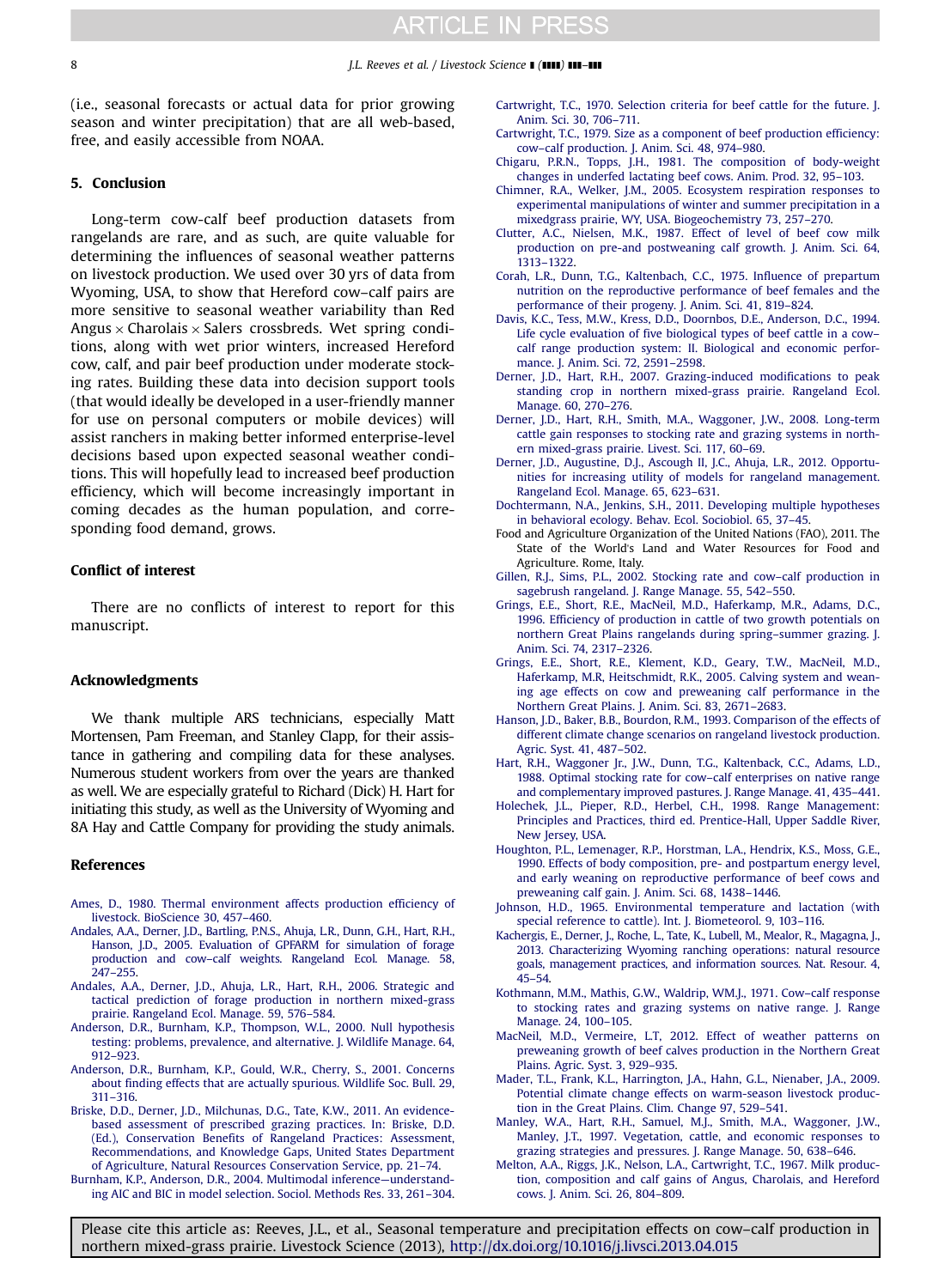(i.e., seasonal forecasts or actual data for prior growing season and winter precipitation) that are all web-based, free, and easily accessible from NOAA.

## 5. Conclusion

Long-term cow-calf beef production datasets from rangelands are rare, and as such, are quite valuable for determining the influences of seasonal weather patterns on livestock production. We used over 30 yrs of data from Wyoming, USA, to show that Hereford cow–calf pairs are more sensitive to seasonal weather variability than Red Angus × Charolais × Salers crossbreds. Wet spring conditions, along with wet prior winters, increased Hereford cow, calf, and pair beef production under moderate stocking rates. Building these data into decision support tools (that would ideally be developed in a user-friendly manner for use on personal computers or mobile devices) will assist ranchers in making better informed enterprise-level decisions based upon expected seasonal weather conditions. This will hopefully lead to increased beef production efficiency, which will become increasingly important in coming decades as the human population, and corresponding food demand, grows.

## Conflict of interest

There are no conflicts of interest to report for this manuscript.

## Acknowledgments

We thank multiple ARS technicians, especially Matt Mortensen, Pam Freeman, and Stanley Clapp, for their assistance in gathering and compiling data for these analyses. Numerous student workers from over the years are thanked as well. We are especially grateful to Richard (Dick) H. Hart for initiating this study, as well as the University of Wyoming and 8A Hay and Cattle Company for providing the study animals.

## References

Ames, D., 1980. Thermal environment affects production efficiency of livestock. BioScience 30, 457–460.

Andales, A.A., Derner, J.D., Bartling, P.N.S., Ahuja, L.R., Dunn, G.H., Hart, R.H., Hanson, J.D., 2005. Evaluation of GPFARM for simulation of forage production and cow–calf weights. Rangeland Ecol. Manage. 58, 247–255.

Andales, A.A., Derner, J.D., Ahuja, L.R., Hart, R.H., 2006. Strategic and tactical prediction of forage production in northern mixed-grass prairie. Rangeland Ecol. Manage. 59, 576–584.

Anderson, D.R., Burnham, K.P., Thompson, W.L., 2000. Null hypothesis testing: problems, prevalence, and alternative. J. Wildlife Manage. 64, 912–923.

Anderson, D.R., Burnham, K.P., Gould, W.R., Cherry, S., 2001. Concerns about finding effects that are actually spurious. Wildlife Soc. Bull. 29, 311–316.

Briske, D.D., Derner, J.D., Milchunas, D.G., Tate, K.W., 2011. An evidence-based assessment of prescribed grazing practices. In: Briske, D.D. (Ed.), Conservation Benefits of Rangeland Practices: Assessment, Recommendations, and Knowledge Gaps, United States Department of Agriculture, Natural Resources Conservation Service, pp. 21–74.

Burnham, K.P., Anderson, D.R., 2004. Multimodal inference—understanding AIC and BIC in model selection. Sociol. Methods Res. 33, 261–304.

Cartwright, T.C., 1970. Selection criteria for beef cattle for the future. J. Anim. Sci. 30, 706–711.

Cartwright, T.C., 1979. Size as a component of beef production efficiency: cow–calf production. J. Anim. Sci. 48, 974–980.

Chigaru, P.R.N., Topps, J.H., 1981. The composition of body-weight changes in underfed lactating beef cows. Anim. Prod. 32, 95–103.

Chimner, R.A., Welker, J.M., 2005. Ecosystem respiration responses to experimental manipulations of winter and summer precipitation in a mixedgrass prairie, WY, USA. Biogeochemistry 73, 257–270.

Clutter, A.C., Nielsen, M.K., 1987. Effect of level of beef cow milk production on pre-and postweaning calf growth. J. Anim. Sci. 64, 1313–1322.

Corah, L.R., Dunn, T.G., Kaltenbach, C.C., 1975. Influence of prepartum nutrition on the reproductive performance of beef females and the performance of their progeny. J. Anim. Sci. 41, 819–824.

Davis, K.C., Tess, M.W., Kress, D.D., Doornbos, D.E., Anderson, D.C., 1994. Life cycle evaluation of five biological types of beef cattle in a cow–calf range production system: II. Biological and economic performance. J. Anim. Sci. 72, 2591–2598.

Derner, J.D., Hart, R.H., 2007. Grazing-induced modifications to peak standing crop in northern mixed-grass prairie. Rangeland Ecol. Manage. 60, 270–276.

Derner, J.D., Hart, R.H., Smith, M.A., Waggoner, J.W., 2008. Long-term cattle gain responses to stocking rate and grazing systems in northern mixed-grass prairie. Livest. Sci. 117, 60–69.

Derner, J.D., Augustine, D.J., Ascough II, J.C., Ahuja, L.R., 2012. Opportunities for increasing utility of models for rangeland management. Rangeland Ecol. Manage. 65, 623–631.

Dochtermann, N.A., Jenkins, S.H., 2011. Developing multiple hypotheses in behavioral ecology. Behav. Ecol. Sociobiol. 65, 37–45.

Food and Agriculture Organization of the United Nations (FAO), 2011. The State of the World's Land and Water Resources for Food and Agriculture. Rome, Italy.

Gillen, R.J., Sims, P.L., 2002. Stocking rate and cow–calf production in sagebrush rangeland. J. Range Manage. 55, 542–550.

Grings, E.E., Short, R.E., MacNeil, M.D., Haferkamp, M.R., Adams, D.C., 1996. Efficiency of production in cattle of two growth potentials on northern Great Plains rangelands during spring–summer grazing. J. Anim. Sci. 74, 2317–2326.

Grings, E.E., Short, R.E., Klement, K.D., Geary, T.W., MacNeil, M.D., Haferkamp, M.R, Heitschmidt, R.K., 2005. Calving system and weaning age effects on cow and preweaning calf performance in the Northern Great Plains. J. Anim. Sci. 83, 2671–2683.

Hanson, J.D., Baker, B.B., Bourdon, R.M., 1993. Comparison of the effects of different climate change scenarios on rangeland livestock production. Agric. Syst. 41, 487–502.

Hart, R.H., Waggoner Jr., J.W., Dunn, T.G., Kaltenback, C.C., Adams, L.D., 1988. Optimal stocking rate for cow–calf enterprises on native range and complementary improved pastures. J. Range Manage. 41, 435–441.

Holechek, J.L., Pieper, R.D., Herbel, C.H., 1998. Range Management: Principles and Practices, third ed. Prentice-Hall, Upper Saddle River, New Jersey, USA.

Houghton, P.L., Lemenager, R.P., Horstman, L.A., Hendrix, K.S., Moss, G.E., 1990. Effects of body composition, pre- and postpartum energy level, and early weaning on reproductive performance of beef cows and preweaning calf gain. J. Anim. Sci. 68, 1438–1446.

Johnson, H.D., 1965. Environmental temperature and lactation (with special reference to cattle). Int. J. Biometeorol. 9, 103–116.

Kachergis, E., Derner, J., Roche, L., Tate, K., Lubell, M., Mealor, R., Magagna, J., 2013. Characterizing Wyoming ranching operations: natural resource goals, management practices, and information sources. Nat. Resour. 4, 45–54.

Kothmann, M.M., Mathis, G.W., Waldrip, WM.J., 1971. Cow–calf response to stocking rates and grazing systems on native range. J. Range Manage. 24, 100–105.

MacNeil, M.D., Vermeire, L.T, 2012. Effect of weather patterns on preweaning growth of beef calves production in the Northern Great Plains. Agric. Syst. 3, 929–935.

Mader, T.L., Frank, K.L., Harrington, J.A., Hahn, G.L., Nienaber, J.A., 2009. Potential climate change effects on warm-season livestock production in the Great Plains. Clim. Change 97, 529–541.

Manley, W.A., Hart, R.H., Samuel, M.J., Smith, M.A., Waggoner, J.W., Manley, J.T., 1997. Vegetation, cattle, and economic responses to grazing strategies and pressures. J. Range Manage. 50, 638–646.

Melton, A.A., Riggs, J.K., Nelson, L.A., Cartwright, T.C., 1967. Milk production, composition and calf gains of Angus, Charolais, and Hereford cows. J. Anim. Sci. 26, 804–809.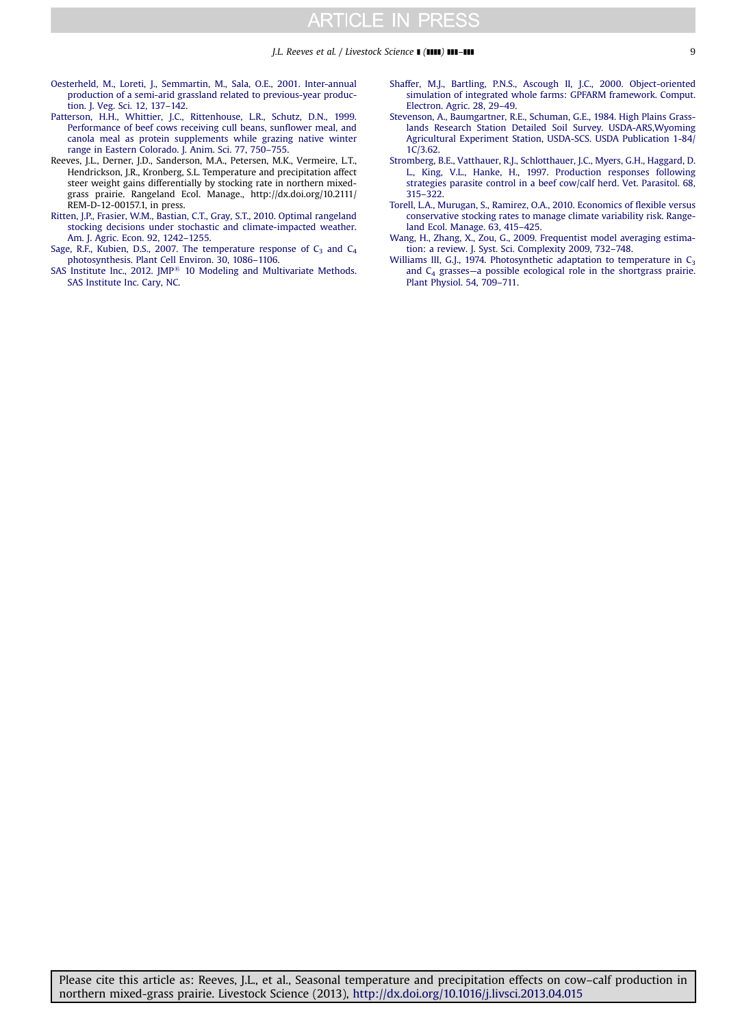Oesterheld, M., Loreti, J., Semmartin, M., Sala, O.E., 2001. Inter-annual production of a semi-arid grassland related to previous-year production. J. Veg. Sci. 12, 137–142.

Patterson, H.H., Whittier, J.C., Rittenhouse, L.R., Schutz, D.N., 1999. Performance of beef cows receiving cull beans, sunflower meal, and canola meal as protein supplements while grazing native winter range in Eastern Colorado. J. Anim. Sci. 77, 750–755.

Reeves, J.L., Derner, J.D., Sanderson, M.A., Petersen, M.K., Vermeire, L.T., Hendrickson, J.R., Kronberg, S.L. Temperature and precipitation affect steer weight gains differentially by stocking rate in northern mixed-grass prairie. Rangeland Ecol. Manage., http://dx.doi.org/10.2111/REM-D-12-00157.1, in press.

Ritten, J.P., Frasier, W.M., Bastian, C.T., Gray, S.T., 2010. Optimal rangeland stocking decisions under stochastic and climate-impacted weather. Am. J. Agric. Econ. 92, 1242–1255.

Sage, R.F., Kubien, D.S., 2007. The temperature response of $C_3$ and $C_4$ photosynthesis. Plant Cell Environ. 30, 1086–1106.

SAS Institute Inc., 2012. JMP® 10 Modeling and Multivariate Methods. SAS Institute Inc. Cary, NC.

Shaffer, M.J., Bartling, P.N.S., Ascough II, J.C., 2000. Object-oriented simulation of integrated whole farms: GPFARM framework. Comput. Electron. Agric. 28, 29–49.

Stevenson, A., Baumgartner, R.E., Schuman, G.E., 1984. High Plains Grasslands Research Station Detailed Soil Survey. USDA-ARS,Wyoming Agricultural Experiment Station, USDA-SCS. USDA Publication 1-84/1C/3.62.

Stromberg, B.E., Vatthauer, R.J., Schlotthauer, J.C., Myers, G.H., Haggard, D. L., King, V.L., Hanke, H., 1997. Production responses following strategies parasite control in a beef cow/calf herd. Vet. Parasitol. 68, 315–322.

Torell, L.A., Murugan, S., Ramirez, O.A., 2010. Economics of flexible versus conservative stocking rates to manage climate variability risk. Rangeland Ecol. Manage. 63, 415–425.

Wang, H., Zhang, X., Zou, G., 2009. Frequentist model averaging estimation: a review. J. Syst. Sci. Complexity 2009, 732–748.

Williams III, G.J., 1974. Photosynthetic adaptation to temperature in $C_3$ and $C_4$ grasses—a possible ecological role in the shortgrass prairie. Plant Physiol. 54, 709–711.

Please cite this article as: Reeves, J.L., et al., Seasonal temperature and precipitation effects on cow–calf production in northern mixed-grass prairie. Livestock Science (2013), http://dx.doi.org/10.1016/j.livsci.2013.04.015